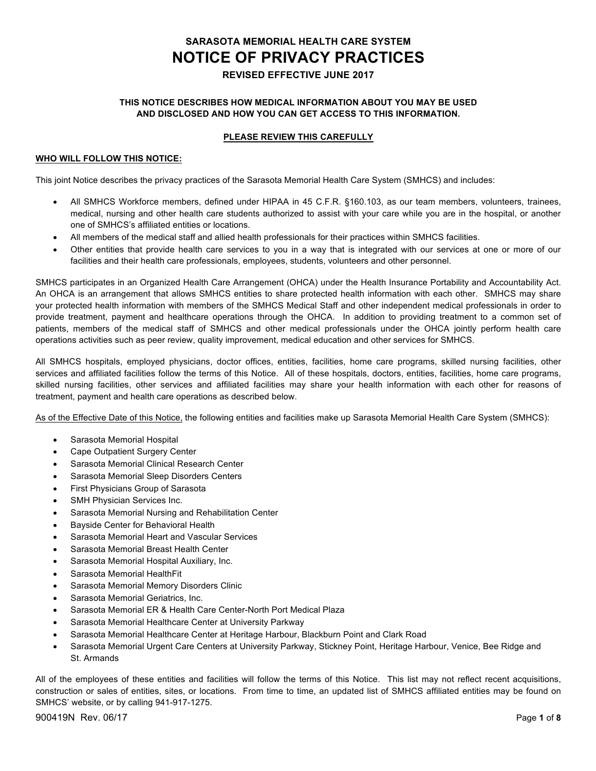# SARASOTA MEMORIAL HEALTH CARE SYSTEM

# NOTICE OF PRIVACY PRACTICES

**REVISED EFFECTIVE JUNE 2017**

**THIS NOTICE DESCRIBES HOW MEDICAL INFORMATION ABOUT YOU MAY BE USED AND DISCLOSED AND HOW YOU CAN GET ACCESS TO THIS INFORMATION.**

**PLEASE REVIEW THIS CAREFULLY**

## WHO WILL FOLLOW THIS NOTICE:

This joint Notice describes the privacy practices of the Sarasota Memorial Health Care System (SMHCS) and includes:

- All SMHCS Workforce members, defined under HIPAA in 45 C.F.R. §160.103, as our team members, volunteers, trainees, medical, nursing and other health care students authorized to assist with your care while you are in the hospital, or another one of SMHCS's affiliated entities or locations.
- All members of the medical staff and allied health professionals for their practices within SMHCS facilities.
- Other entities that provide health care services to you in a way that is integrated with our services at one or more of our facilities and their health care professionals, employees, students, volunteers and other personnel.

SMHCS participates in an Organized Health Care Arrangement (OHCA) under the Health Insurance Portability and Accountability Act. An OHCA is an arrangement that allows SMHCS entities to share protected health information with each other. SMHCS may share your protected health information with members of the SMHCS Medical Staff and other independent medical professionals in order to provide treatment, payment and healthcare operations through the OHCA. In addition to providing treatment to a common set of patients, members of the medical staff of SMHCS and other medical professionals under the OHCA jointly perform health care operations activities such as peer review, quality improvement, medical education and other services for SMHCS.

All SMHCS hospitals, employed physicians, doctor offices, entities, facilities, home care programs, skilled nursing facilities, other services and affiliated facilities follow the terms of this Notice. All of these hospitals, doctors, entities, facilities, home care programs, skilled nursing facilities, other services and affiliated facilities may share your health information with each other for reasons of treatment, payment and health care operations as described below.

As of the Effective Date of this Notice, the following entities and facilities make up Sarasota Memorial Health Care System (SMHCS):

- Sarasota Memorial Hospital
- Cape Outpatient Surgery Center
- Sarasota Memorial Clinical Research Center
- Sarasota Memorial Sleep Disorders Centers
- First Physicians Group of Sarasota
- SMH Physician Services Inc.
- Sarasota Memorial Nursing and Rehabilitation Center
- Bayside Center for Behavioral Health
- Sarasota Memorial Heart and Vascular Services
- Sarasota Memorial Breast Health Center
- Sarasota Memorial Hospital Auxiliary, Inc.
- Sarasota Memorial HealthFit
- Sarasota Memorial Memory Disorders Clinic
- Sarasota Memorial Geriatrics, Inc.
- Sarasota Memorial ER & Health Care Center-North Port Medical Plaza
- Sarasota Memorial Healthcare Center at University Parkway
- Sarasota Memorial Healthcare Center at Heritage Harbour, Blackburn Point and Clark Road
- Sarasota Memorial Urgent Care Centers at University Parkway, Stickney Point, Heritage Harbour, Venice, Bee Ridge and St. Armands

All of the employees of these entities and facilities will follow the terms of this Notice. This list may not reflect recent acquisitions, construction or sales of entities, sites, or locations. From time to time, an updated list of SMHCS affiliated entities may be found on SMHCS' website, or by calling 941-917-1275.

900419N Rev. 06/17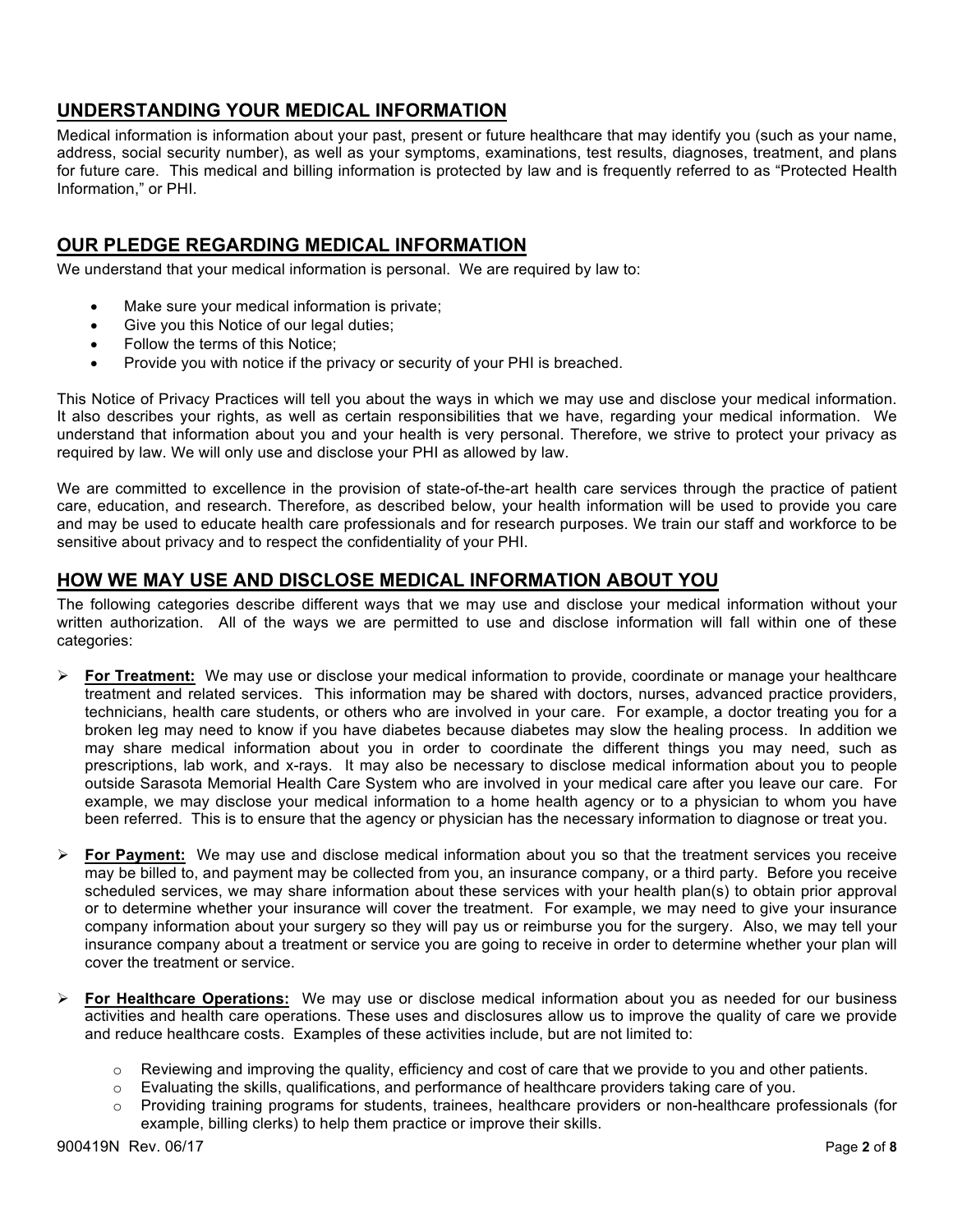## UNDERSTANDING YOUR MEDICAL INFORMATION

Medical information is information about your past, present or future healthcare that may identify you (such as your name, address, social security number), as well as your symptoms, examinations, test results, diagnoses, treatment, and plans for future care. This medical and billing information is protected by law and is frequently referred to as "Protected Health Information," or PHI.

## OUR PLEDGE REGARDING MEDICAL INFORMATION

We understand that your medical information is personal. We are required by law to:

- Make sure your medical information is private;
- Give you this Notice of our legal duties;
- Follow the terms of this Notice;
- Provide you with notice if the privacy or security of your PHI is breached.

This Notice of Privacy Practices will tell you about the ways in which we may use and disclose your medical information. It also describes your rights, as well as certain responsibilities that we have, regarding your medical information. We understand that information about you and your health is very personal. Therefore, we strive to protect your privacy as required by law. We will only use and disclose your PHI as allowed by law.

We are committed to excellence in the provision of state-of-the-art health care services through the practice of patient care, education, and research. Therefore, as described below, your health information will be used to provide you care and may be used to educate health care professionals and for research purposes. We train our staff and workforce to be sensitive about privacy and to respect the confidentiality of your PHI.

## HOW WE MAY USE AND DISCLOSE MEDICAL INFORMATION ABOUT YOU

The following categories describe different ways that we may use and disclose your medical information without your written authorization. All of the ways we are permitted to use and disclose information will fall within one of these categories:

- **For Treatment:** We may use or disclose your medical information to provide, coordinate or manage your healthcare treatment and related services. This information may be shared with doctors, nurses, advanced practice providers, technicians, health care students, or others who are involved in your care. For example, a doctor treating you for a broken leg may need to know if you have diabetes because diabetes may slow the healing process. In addition we may share medical information about you in order to coordinate the different things you may need, such as prescriptions, lab work, and x-rays. It may also be necessary to disclose medical information about you to people outside Sarasota Memorial Health Care System who are involved in your medical care after you leave our care. For example, we may disclose your medical information to a home health agency or to a physician to whom you have been referred. This is to ensure that the agency or physician has the necessary information to diagnose or treat you.

- **For Payment:** We may use and disclose medical information about you so that the treatment services you receive may be billed to, and payment may be collected from you, an insurance company, or a third party. Before you receive scheduled services, we may share information about these services with your health plan(s) to obtain prior approval or to determine whether your insurance will cover the treatment. For example, we may need to give your insurance company information about your surgery so they will pay us or reimburse you for the surgery. Also, we may tell your insurance company about a treatment or service you are going to receive in order to determine whether your plan will cover the treatment or service.

- **For Healthcare Operations:** We may use or disclose medical information about you as needed for our business activities and health care operations. These uses and disclosures allow us to improve the quality of care we provide and reduce healthcare costs. Examples of these activities include, but are not limited to:
  - Reviewing and improving the quality, efficiency and cost of care that we provide to you and other patients.
  - Evaluating the skills, qualifications, and performance of healthcare providers taking care of you.
  - Providing training programs for students, trainees, healthcare providers or non-healthcare professionals (for example, billing clerks) to help them practice or improve their skills.

900419N Rev. 06/17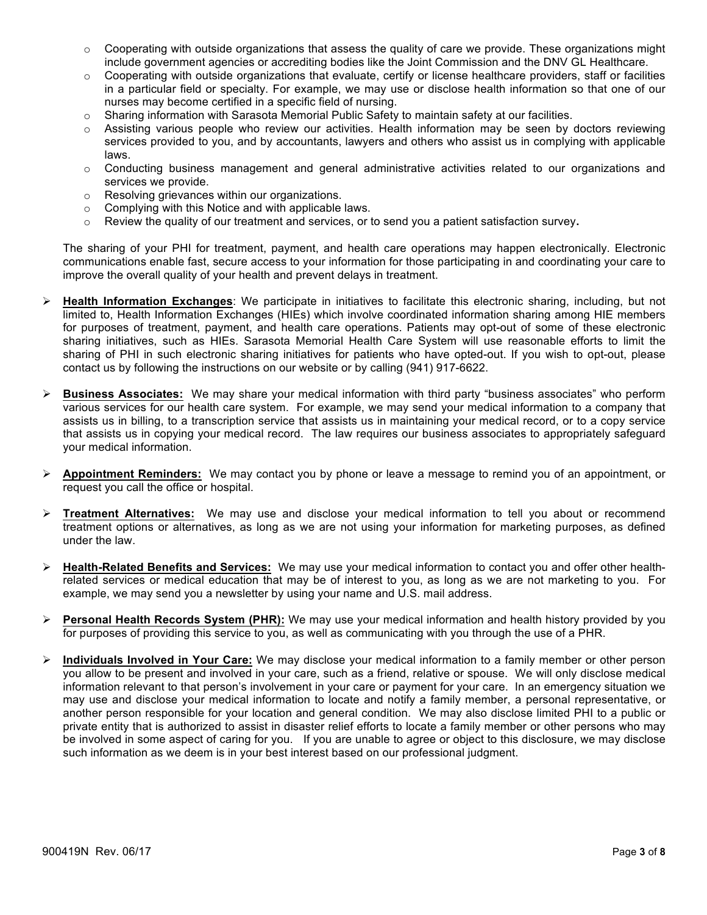- Cooperating with outside organizations that assess the quality of care we provide. These organizations might include government agencies or accrediting bodies like the Joint Commission and the DNV GL Healthcare.
- Cooperating with outside organizations that evaluate, certify or license healthcare providers, staff or facilities in a particular field or specialty. For example, we may use or disclose health information so that one of our nurses may become certified in a specific field of nursing.
- Sharing information with Sarasota Memorial Public Safety to maintain safety at our facilities.
- Assisting various people who review our activities. Health information may be seen by doctors reviewing services provided to you, and by accountants, lawyers and others who assist us in complying with applicable laws.
- Conducting business management and general administrative activities related to our organizations and services we provide.
- Resolving grievances within our organizations.
- Complying with this Notice and with applicable laws.
- Review the quality of our treatment and services, or to send you a patient satisfaction survey**.**

The sharing of your PHI for treatment, payment, and health care operations may happen electronically. Electronic communications enable fast, secure access to your information for those participating in and coordinating your care to improve the overall quality of your health and prevent delays in treatment.

- **Health Information Exchanges**: We participate in initiatives to facilitate this electronic sharing, including, but not limited to, Health Information Exchanges (HIEs) which involve coordinated information sharing among HIE members for purposes of treatment, payment, and health care operations. Patients may opt-out of some of these electronic sharing initiatives, such as HIEs. Sarasota Memorial Health Care System will use reasonable efforts to limit the sharing of PHI in such electronic sharing initiatives for patients who have opted-out. If you wish to opt-out, please contact us by following the instructions on our website or by calling (941) 917-6622.

- **Business Associates:** We may share your medical information with third party "business associates" who perform various services for our health care system. For example, we may send your medical information to a company that assists us in billing, to a transcription service that assists us in maintaining your medical record, or to a copy service that assists us in copying your medical record. The law requires our business associates to appropriately safeguard your medical information.

- **Appointment Reminders:** We may contact you by phone or leave a message to remind you of an appointment, or request you call the office or hospital.

- **Treatment Alternatives:** We may use and disclose your medical information to tell you about or recommend treatment options or alternatives, as long as we are not using your information for marketing purposes, as defined under the law.

- **Health-Related Benefits and Services:** We may use your medical information to contact you and offer other health-related services or medical education that may be of interest to you, as long as we are not marketing to you. For example, we may send you a newsletter by using your name and U.S. mail address.

- **Personal Health Records System (PHR):** We may use your medical information and health history provided by you for purposes of providing this service to you, as well as communicating with you through the use of a PHR.

- **Individuals Involved in Your Care:** We may disclose your medical information to a family member or other person you allow to be present and involved in your care, such as a friend, relative or spouse. We will only disclose medical information relevant to that person's involvement in your care or payment for your care. In an emergency situation we may use and disclose your medical information to locate and notify a family member, a personal representative, or another person responsible for your location and general condition. We may also disclose limited PHI to a public or private entity that is authorized to assist in disaster relief efforts to locate a family member or other persons who may be involved in some aspect of caring for you. If you are unable to agree or object to this disclosure, we may disclose such information as we deem is in your best interest based on our professional judgment.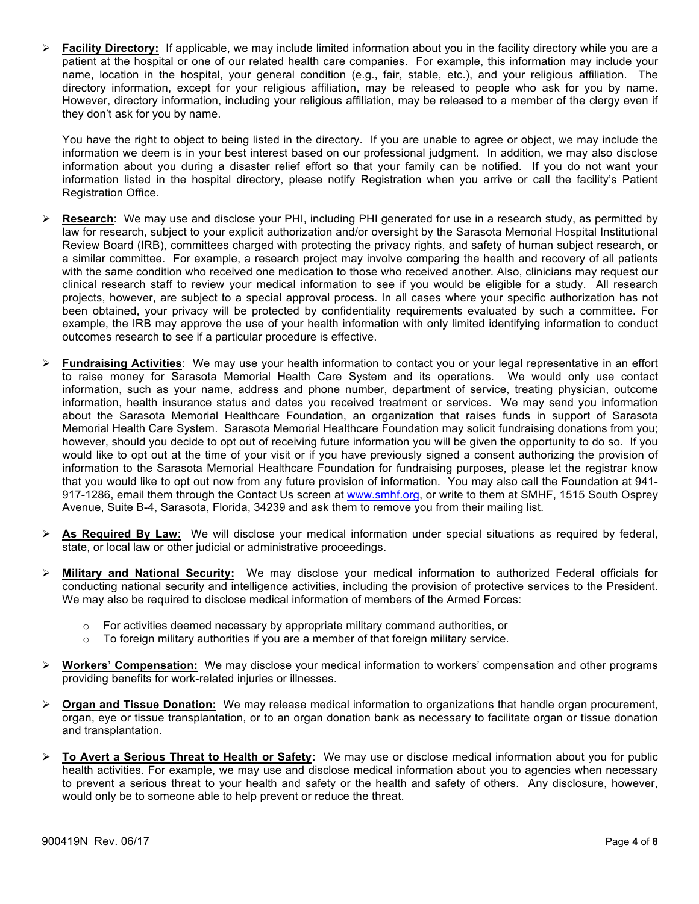- **Facility Directory:** If applicable, we may include limited information about you in the facility directory while you are a patient at the hospital or one of our related health care companies. For example, this information may include your name, location in the hospital, your general condition (e.g., fair, stable, etc.), and your religious affiliation. The directory information, except for your religious affiliation, may be released to people who ask for you by name. However, directory information, including your religious affiliation, may be released to a member of the clergy even if they don't ask for you by name.

  You have the right to object to being listed in the directory. If you are unable to agree or object, we may include the information we deem is in your best interest based on our professional judgment. In addition, we may also disclose information about you during a disaster relief effort so that your family can be notified. If you do not want your information listed in the hospital directory, please notify Registration when you arrive or call the facility's Patient Registration Office.

- **Research**: We may use and disclose your PHI, including PHI generated for use in a research study, as permitted by law for research, subject to your explicit authorization and/or oversight by the Sarasota Memorial Hospital Institutional Review Board (IRB), committees charged with protecting the privacy rights, and safety of human subject research, or a similar committee. For example, a research project may involve comparing the health and recovery of all patients with the same condition who received one medication to those who received another. Also, clinicians may request our clinical research staff to review your medical information to see if you would be eligible for a study. All research projects, however, are subject to a special approval process. In all cases where your specific authorization has not been obtained, your privacy will be protected by confidentiality requirements evaluated by such a committee. For example, the IRB may approve the use of your health information with only limited identifying information to conduct outcomes research to see if a particular procedure is effective.

- **Fundraising Activities**: We may use your health information to contact you or your legal representative in an effort to raise money for Sarasota Memorial Health Care System and its operations. We would only use contact information, such as your name, address and phone number, department of service, treating physician, outcome information, health insurance status and dates you received treatment or services. We may send you information about the Sarasota Memorial Healthcare Foundation, an organization that raises funds in support of Sarasota Memorial Health Care System. Sarasota Memorial Healthcare Foundation may solicit fundraising donations from you; however, should you decide to opt out of receiving future information you will be given the opportunity to do so. If you would like to opt out at the time of your visit or if you have previously signed a consent authorizing the provision of information to the Sarasota Memorial Healthcare Foundation for fundraising purposes, please let the registrar know that you would like to opt out now from any future provision of information. You may also call the Foundation at 941-917-1286, email them through the Contact Us screen at www.smhf.org, or write to them at SMHF, 1515 South Osprey Avenue, Suite B-4, Sarasota, Florida, 34239 and ask them to remove you from their mailing list.

- **As Required By Law:** We will disclose your medical information under special situations as required by federal, state, or local law or other judicial or administrative proceedings.

- **Military and National Security:** We may disclose your medical information to authorized Federal officials for conducting national security and intelligence activities, including the provision of protective services to the President. We may also be required to disclose medical information of members of the Armed Forces:

  - For activities deemed necessary by appropriate military command authorities, or
  - To foreign military authorities if you are a member of that foreign military service.

- **Workers' Compensation:** We may disclose your medical information to workers' compensation and other programs providing benefits for work-related injuries or illnesses.

- **Organ and Tissue Donation:** We may release medical information to organizations that handle organ procurement, organ, eye or tissue transplantation, or to an organ donation bank as necessary to facilitate organ or tissue donation and transplantation.

- **To Avert a Serious Threat to Health or Safety:** We may use or disclose medical information about you for public health activities. For example, we may use and disclose medical information about you to agencies when necessary to prevent a serious threat to your health and safety or the health and safety of others. Any disclosure, however, would only be to someone able to help prevent or reduce the threat.

900419N Rev. 06/17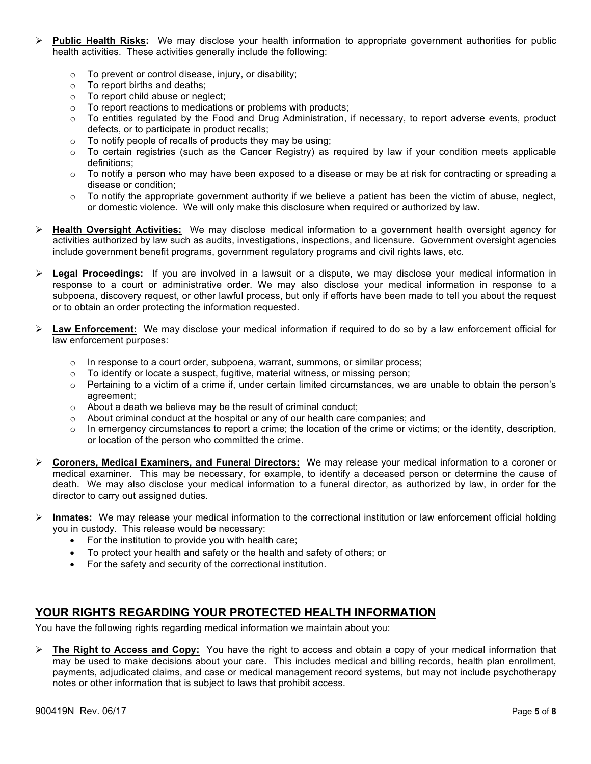- **Public Health Risks:** We may disclose your health information to appropriate government authorities for public health activities. These activities generally include the following:
  - To prevent or control disease, injury, or disability;
  - To report births and deaths;
  - To report child abuse or neglect;
  - To report reactions to medications or problems with products;
  - To entities regulated by the Food and Drug Administration, if necessary, to report adverse events, product defects, or to participate in product recalls;
  - To notify people of recalls of products they may be using;
  - To certain registries (such as the Cancer Registry) as required by law if your condition meets applicable definitions;
  - To notify a person who may have been exposed to a disease or may be at risk for contracting or spreading a disease or condition;
  - To notify the appropriate government authority if we believe a patient has been the victim of abuse, neglect, or domestic violence. We will only make this disclosure when required or authorized by law.

- **Health Oversight Activities:** We may disclose medical information to a government health oversight agency for activities authorized by law such as audits, investigations, inspections, and licensure. Government oversight agencies include government benefit programs, government regulatory programs and civil rights laws, etc.

- **Legal Proceedings:** If you are involved in a lawsuit or a dispute, we may disclose your medical information in response to a court or administrative order. We may also disclose your medical information in response to a subpoena, discovery request, or other lawful process, but only if efforts have been made to tell you about the request or to obtain an order protecting the information requested.

- **Law Enforcement:** We may disclose your medical information if required to do so by a law enforcement official for law enforcement purposes:
  - In response to a court order, subpoena, warrant, summons, or similar process;
  - To identify or locate a suspect, fugitive, material witness, or missing person;
  - Pertaining to a victim of a crime if, under certain limited circumstances, we are unable to obtain the person's agreement;
  - About a death we believe may be the result of criminal conduct;
  - About criminal conduct at the hospital or any of our health care companies; and
  - In emergency circumstances to report a crime; the location of the crime or victims; or the identity, description, or location of the person who committed the crime.

- **Coroners, Medical Examiners, and Funeral Directors:** We may release your medical information to a coroner or medical examiner. This may be necessary, for example, to identify a deceased person or determine the cause of death. We may also disclose your medical information to a funeral director, as authorized by law, in order for the director to carry out assigned duties.

- **Inmates:** We may release your medical information to the correctional institution or law enforcement official holding you in custody. This release would be necessary:
  - For the institution to provide you with health care;
  - To protect your health and safety or the health and safety of others; or
  - For the safety and security of the correctional institution.

## YOUR RIGHTS REGARDING YOUR PROTECTED HEALTH INFORMATION

You have the following rights regarding medical information we maintain about you:

- **The Right to Access and Copy:** You have the right to access and obtain a copy of your medical information that may be used to make decisions about your care. This includes medical and billing records, health plan enrollment, payments, adjudicated claims, and case or medical management record systems, but may not include psychotherapy notes or other information that is subject to laws that prohibit access.

900419N Rev. 06/17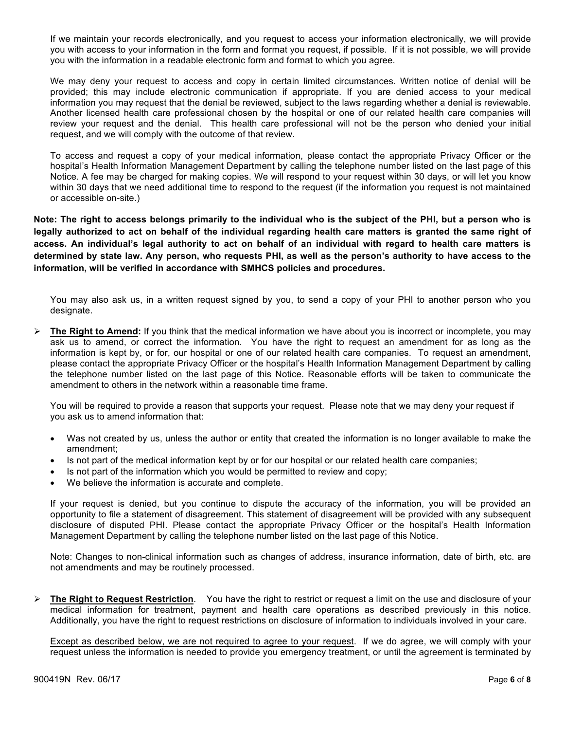If we maintain your records electronically, and you request to access your information electronically, we will provide you with access to your information in the form and format you request, if possible. If it is not possible, we will provide you with the information in a readable electronic form and format to which you agree.

We may deny your request to access and copy in certain limited circumstances. Written notice of denial will be provided; this may include electronic communication if appropriate. If you are denied access to your medical information you may request that the denial be reviewed, subject to the laws regarding whether a denial is reviewable. Another licensed health care professional chosen by the hospital or one of our related health care companies will review your request and the denial. This health care professional will not be the person who denied your initial request, and we will comply with the outcome of that review.

To access and request a copy of your medical information, please contact the appropriate Privacy Officer or the hospital's Health Information Management Department by calling the telephone number listed on the last page of this Notice. A fee may be charged for making copies. We will respond to your request within 30 days, or will let you know within 30 days that we need additional time to respond to the request (if the information you request is not maintained or accessible on-site.)

**Note: The right to access belongs primarily to the individual who is the subject of the PHI, but a person who is legally authorized to act on behalf of the individual regarding health care matters is granted the same right of access. An individual's legal authority to act on behalf of an individual with regard to health care matters is determined by state law. Any person, who requests PHI, as well as the person's authority to have access to the information, will be verified in accordance with SMHCS policies and procedures.**

You may also ask us, in a written request signed by you, to send a copy of your PHI to another person who you designate.

- **The Right to Amend:** If you think that the medical information we have about you is incorrect or incomplete, you may ask us to amend, or correct the information. You have the right to request an amendment for as long as the information is kept by, or for, our hospital or one of our related health care companies. To request an amendment, please contact the appropriate Privacy Officer or the hospital's Health Information Management Department by calling the telephone number listed on the last page of this Notice. Reasonable efforts will be taken to communicate the amendment to others in the network within a reasonable time frame.

  You will be required to provide a reason that supports your request. Please note that we may deny your request if you ask us to amend information that:

  - Was not created by us, unless the author or entity that created the information is no longer available to make the amendment;
  - Is not part of the medical information kept by or for our hospital or our related health care companies;
  - Is not part of the information which you would be permitted to review and copy;
  - We believe the information is accurate and complete.

  If your request is denied, but you continue to dispute the accuracy of the information, you will be provided an opportunity to file a statement of disagreement. This statement of disagreement will be provided with any subsequent disclosure of disputed PHI. Please contact the appropriate Privacy Officer or the hospital's Health Information Management Department by calling the telephone number listed on the last page of this Notice.

  Note: Changes to non-clinical information such as changes of address, insurance information, date of birth, etc. are not amendments and may be routinely processed.

- **The Right to Request Restriction**. You have the right to restrict or request a limit on the use and disclosure of your medical information for treatment, payment and health care operations as described previously in this notice. Additionally, you have the right to request restrictions on disclosure of information to individuals involved in your care.

  Except as described below, we are not required to agree to your request. If we do agree, we will comply with your request unless the information is needed to provide you emergency treatment, or until the agreement is terminated by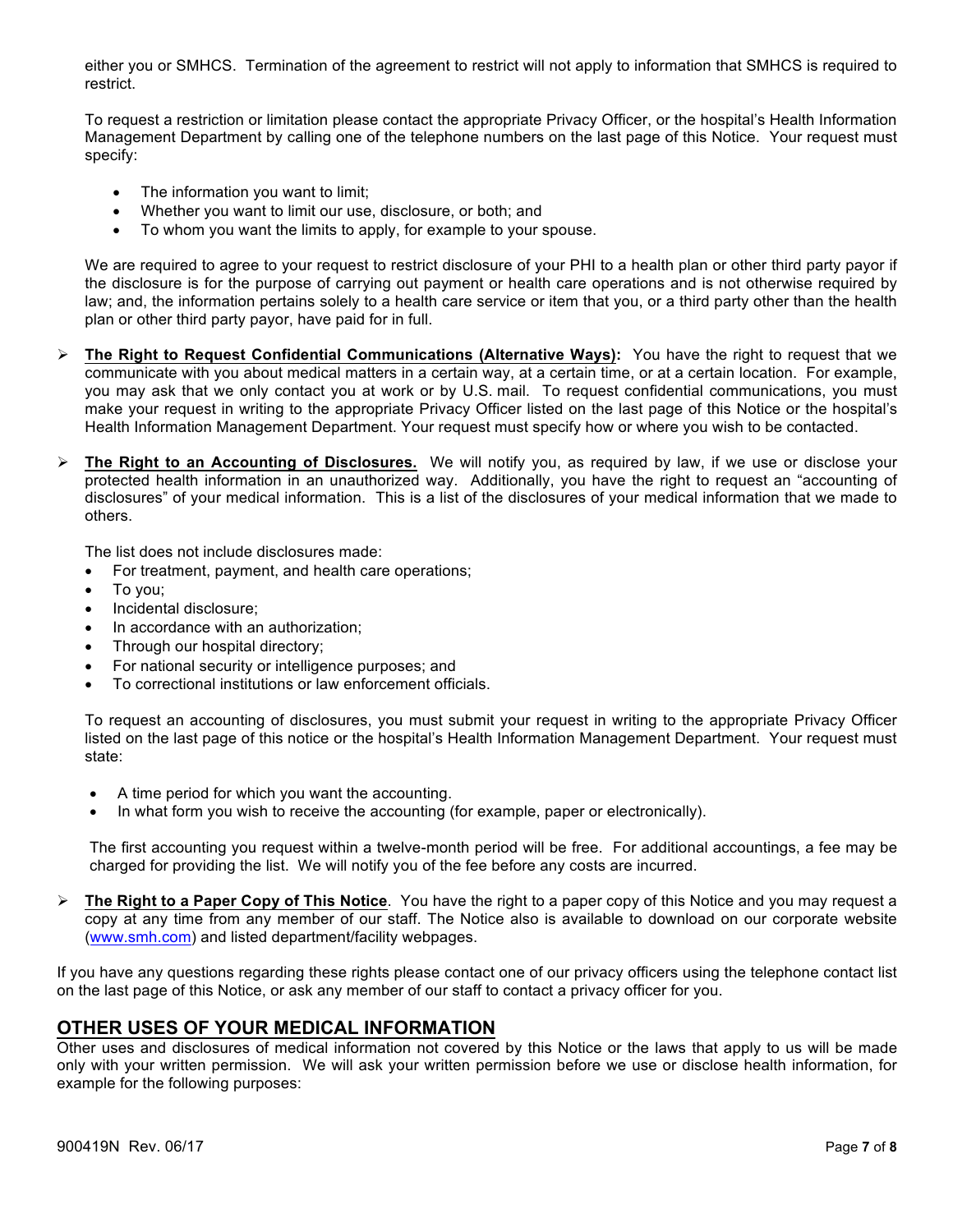either you or SMHCS. Termination of the agreement to restrict will not apply to information that SMHCS is required to restrict.

To request a restriction or limitation please contact the appropriate Privacy Officer, or the hospital's Health Information Management Department by calling one of the telephone numbers on the last page of this Notice. Your request must specify:

- The information you want to limit;
- Whether you want to limit our use, disclosure, or both; and
- To whom you want the limits to apply, for example to your spouse.

We are required to agree to your request to restrict disclosure of your PHI to a health plan or other third party payor if the disclosure is for the purpose of carrying out payment or health care operations and is not otherwise required by law; and, the information pertains solely to a health care service or item that you, or a third party other than the health plan or other third party payor, have paid for in full.

- **The Right to Request Confidential Communications (Alternative Ways):** You have the right to request that we communicate with you about medical matters in a certain way, at a certain time, or at a certain location. For example, you may ask that we only contact you at work or by U.S. mail. To request confidential communications, you must make your request in writing to the appropriate Privacy Officer listed on the last page of this Notice or the hospital's Health Information Management Department. Your request must specify how or where you wish to be contacted.

- **The Right to an Accounting of Disclosures.** We will notify you, as required by law, if we use or disclose your protected health information in an unauthorized way. Additionally, you have the right to request an "accounting of disclosures" of your medical information. This is a list of the disclosures of your medical information that we made to others.

  The list does not include disclosures made:
  - For treatment, payment, and health care operations;
  - To you;
  - Incidental disclosure;
  - In accordance with an authorization;
  - Through our hospital directory;
  - For national security or intelligence purposes; and
  - To correctional institutions or law enforcement officials.

  To request an accounting of disclosures, you must submit your request in writing to the appropriate Privacy Officer listed on the last page of this notice or the hospital's Health Information Management Department. Your request must state:

  - A time period for which you want the accounting.
  - In what form you wish to receive the accounting (for example, paper or electronically).

  The first accounting you request within a twelve-month period will be free. For additional accountings, a fee may be charged for providing the list. We will notify you of the fee before any costs are incurred.

- **The Right to a Paper Copy of This Notice**. You have the right to a paper copy of this Notice and you may request a copy at any time from any member of our staff. The Notice also is available to download on our corporate website (www.smh.com) and listed department/facility webpages.

If you have any questions regarding these rights please contact one of our privacy officers using the telephone contact list on the last page of this Notice, or ask any member of our staff to contact a privacy officer for you.

## OTHER USES OF YOUR MEDICAL INFORMATION

Other uses and disclosures of medical information not covered by this Notice or the laws that apply to us will be made only with your written permission. We will ask your written permission before we use or disclose health information, for example for the following purposes:

900419N Rev. 06/17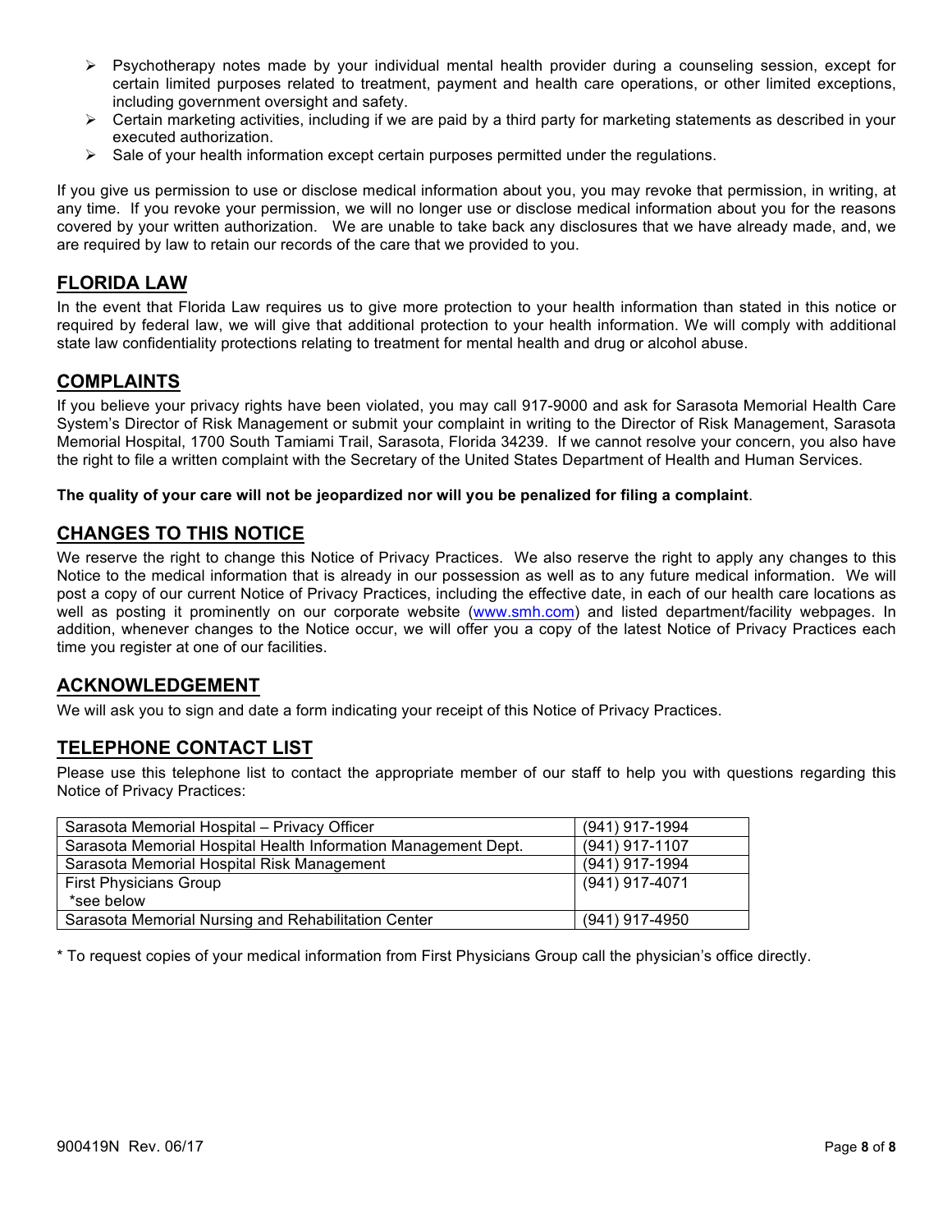- Psychotherapy notes made by your individual mental health provider during a counseling session, except for certain limited purposes related to treatment, payment and health care operations, or other limited exceptions, including government oversight and safety.
- Certain marketing activities, including if we are paid by a third party for marketing statements as described in your executed authorization.
- Sale of your health information except certain purposes permitted under the regulations.

If you give us permission to use or disclose medical information about you, you may revoke that permission, in writing, at any time. If you revoke your permission, we will no longer use or disclose medical information about you for the reasons covered by your written authorization. We are unable to take back any disclosures that we have already made, and, we are required by law to retain our records of the care that we provided to you.

## FLORIDA LAW

In the event that Florida Law requires us to give more protection to your health information than stated in this notice or required by federal law, we will give that additional protection to your health information. We will comply with additional state law confidentiality protections relating to treatment for mental health and drug or alcohol abuse.

## COMPLAINTS

If you believe your privacy rights have been violated, you may call 917-9000 and ask for Sarasota Memorial Health Care System's Director of Risk Management or submit your complaint in writing to the Director of Risk Management, Sarasota Memorial Hospital, 1700 South Tamiami Trail, Sarasota, Florida 34239. If we cannot resolve your concern, you also have the right to file a written complaint with the Secretary of the United States Department of Health and Human Services.

**The quality of your care will not be jeopardized nor will you be penalized for filing a complaint**.

## CHANGES TO THIS NOTICE

We reserve the right to change this Notice of Privacy Practices. We also reserve the right to apply any changes to this Notice to the medical information that is already in our possession as well as to any future medical information. We will post a copy of our current Notice of Privacy Practices, including the effective date, in each of our health care locations as well as posting it prominently on our corporate website (www.smh.com) and listed department/facility webpages. In addition, whenever changes to the Notice occur, we will offer you a copy of the latest Notice of Privacy Practices each time you register at one of our facilities.

## ACKNOWLEDGEMENT

We will ask you to sign and date a form indicating your receipt of this Notice of Privacy Practices.

## TELEPHONE CONTACT LIST

Please use this telephone list to contact the appropriate member of our staff to help you with questions regarding this Notice of Privacy Practices:

| | |
|---|---|
| Sarasota Memorial Hospital – Privacy Officer | (941) 917-1994 |
| Sarasota Memorial Hospital Health Information Management Dept. | (941) 917-1107 |
| Sarasota Memorial Hospital Risk Management | (941) 917-1994 |
| First Physicians Group *see below | (941) 917-4071 |
| Sarasota Memorial Nursing and Rehabilitation Center | (941) 917-4950 |

\* To request copies of your medical information from First Physicians Group call the physician's office directly.

900419N Rev. 06/17